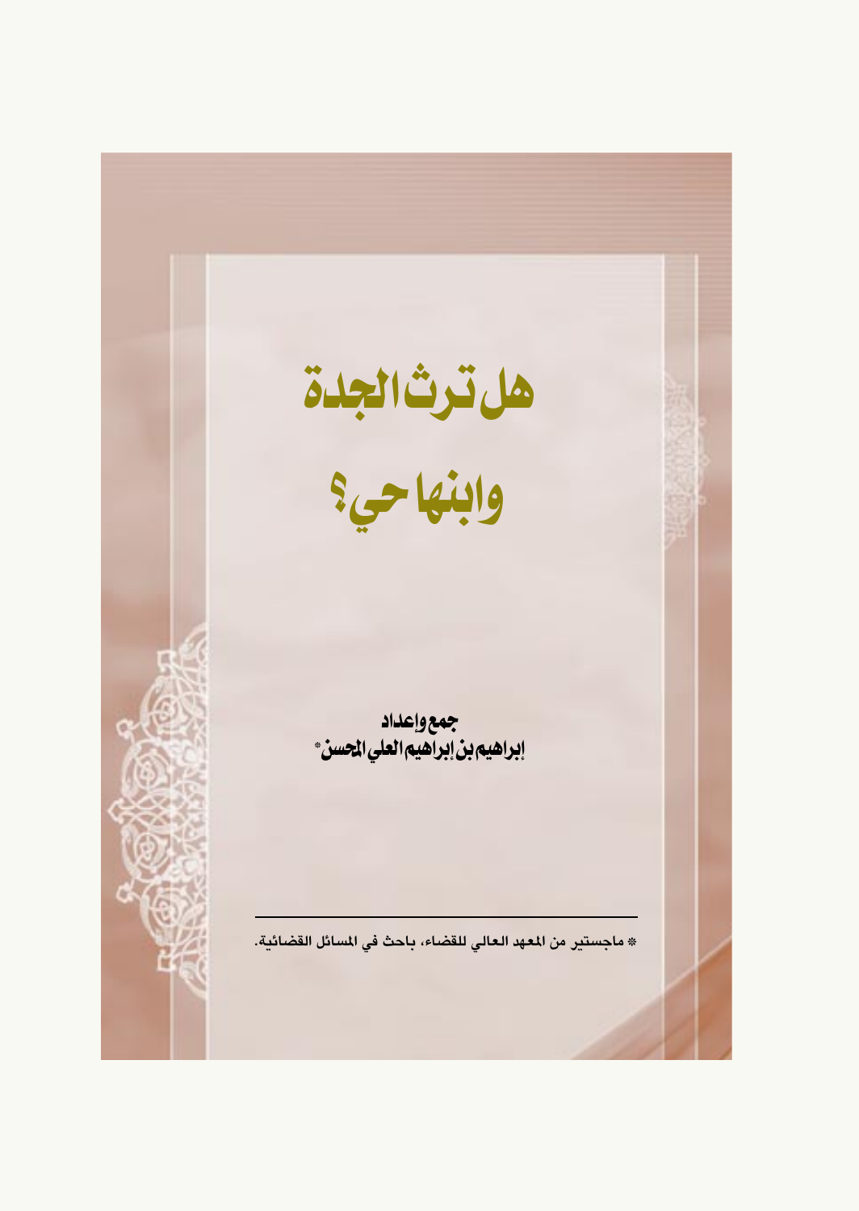# هل ترث الجدة وابنها حي؟

جمع وإعداد

إبراهيم بن إبراهيم العلي المحسن*

---

* ماجستير من المعهد العالي للقضاء، باحث في المسائل القضائية.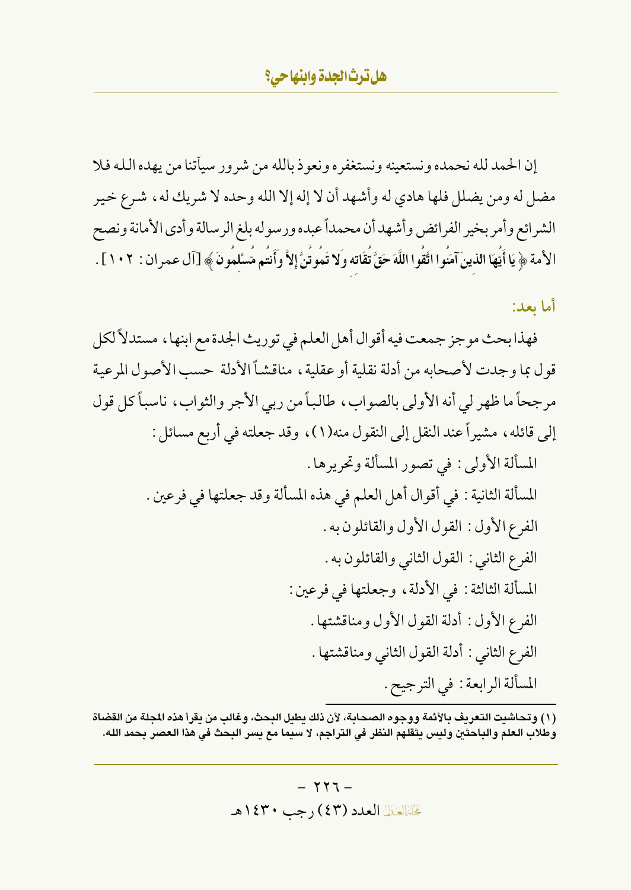إن الحمد لله نحمده ونستعينه ونستغفره ونعوذ بالله من شرور سيآتنا من يهده الله فلا مضل له ومن يضلل فلها هادي له وأشهد أن لا إله إلا الله وحده لا شريك له، شرع خير الشرائع وأمر بخير الفرائض وأشهد أن محمداً عبده ورسوله بلغ الرسالة وأدى الأمانة ونصح الأمة ﴿ يَا أَيُّهَا الذين آمَنُوا اتَّقُوا اللَّهَ حَقَّ تقَاته وَلا تَمُوتُنَّ إِلاَّ وَأَنتُم مّسْلمُونَ ﴾ [آل عمران: ١٠٢].

**أما بعد:**

فهذا بحث موجز جمعت فيه أقوال أهل العلم في توريث الجدة مع ابنها، مستدلاً لكل قول بما وجدت لأصحابه من أدلة نقلية أو عقلية، مناقشاً الأدلة حسب الأصول المرعية مرجحاً ما ظهر لي أنه الأولى بالصواب، طالباً من ربي الأجر والثواب، ناسباً كل قول إلى قائله، مشيراً عند النقل إلى النقول منه(١)، وقد جعلته في أربع مسائل:

المسألة الأولى: في تصور المسألة وتحريرها.

المسألة الثانية: في أقوال أهل العلم في هذه المسألة وقد جعلتها في فرعين.

الفرع الأول: القول الأول والقائلون به.

الفرع الثاني: القول الثاني والقائلون به.

المسألة الثالثة: في الأدلة، وجعلتها في فرعين:

الفرع الأول: أدلة القول الأول ومناقشتها.

الفرع الثاني: أدلة القول الثاني ومناقشتها.

المسألة الرابعة: في الترجيح.

---

(١) وتحاشيت التعريف بالأئمة ووجوه الصحابة، لأن ذلك يطيل البحث، وغالب من يقرأ هذه المجلة من القضاة وطلاب العلم والباحثين وليس يثقلهم النظر في التراجم، لا سيما مع يسر البحث في هذا العصر بحمد الله.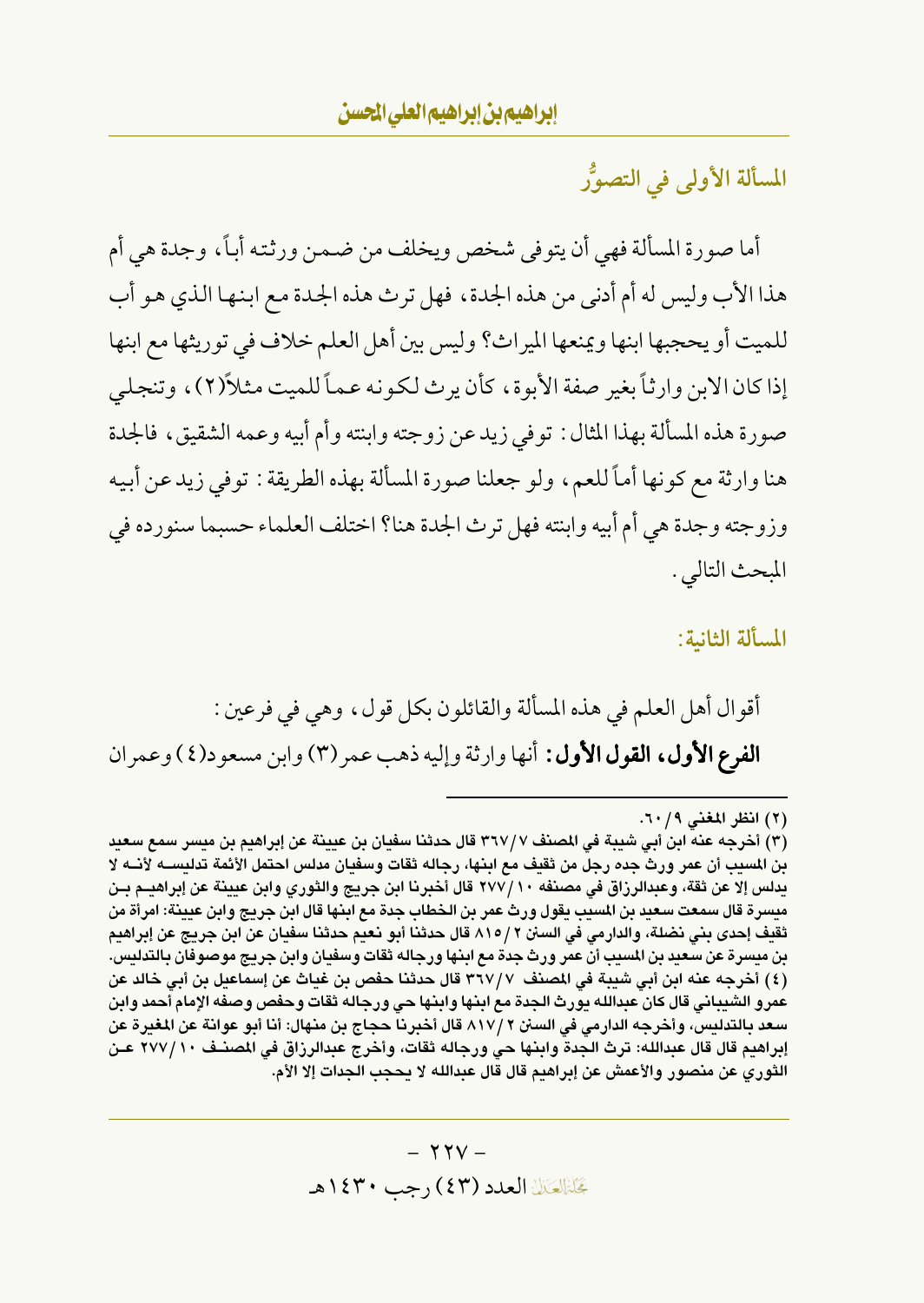## المسألة الأولى في التصوُّر

أما صورة المسألة فهي أن يتوفى شخص ويخلف من ضمن ورثته أباً، وجدة هي أم هذا الأب وليس له أم أدنى من هذه الجدة، فهل ترث هذه الجدة مع ابنها الذي هو أب للميت أو يحجبها ابنها ويمنعها الميراث؟ وليس بين أهل العلم خلاف في توريثها مع ابنها إذا كان الابن وارثاً بغير صفة الأبوة، كأن يرث لكونه عماً للميت مثلاً(٢)، وتنجلي صورة هذه المسألة بهذا المثال: توفي زيد عن زوجته وابنته وأم أبيه وعمه الشقيق، فالجدة هنا وارثة مع كونها أماً للعم، ولو جعلنا صورة المسألة بهذه الطريقة: توفي زيد عن أبيه وزوجته وجدة هي أم أبيه وابنته فهل ترث الجدة هنا؟ اختلف العلماء حسبما سنورده في المبحث التالي.

## المسألة الثانية:

أقوال أهل العلم في هذه المسألة والقائلون بكل قول، وهي في فرعين:

**الفرع الأول، القول الأول:** أنها وارثة وإليه ذهب عمر(٣) وابن مسعود(٤) وعمران

---

(٢) انظر المغني ٩/٦٠.

(٣) أخرجه عنه ابن أبي شيبة في المصنف ٧/٣٦٧ قال حدثنا سفيان بن عيينة عن إبراهيم بن ميسر سمع سعيد بن المسيب أن عمر ورث جده رجل من ثقيف مع ابنها، رجاله ثقات وسفيان مدلس احتمل الأئمة تدليسه لأنه لا يدلس إلا عن ثقة، وعبدالرزاق في مصنفه ١٠/٢٧٧ قال أخبرنا ابن جريج والثوري وابن عيينة عن إبراهيم بن ميسرة قال سمعت سعيد بن المسيب يقول ورث عمر بن الخطاب جدة مع ابنها قال ابن جريج وابن عيينة: امرأة من ثقيف إحدى بني نضلة، والدارمي في السنن ٢/٨١٥ قال حدثنا أبو نعيم حدثنا سفيان عن ابن جريج عن إبراهيم بن ميسرة عن سعيد بن المسيب أن عمر ورث جدة مع ابنها ورجاله ثقات وسفيان وابن جريج موصوفان بالتدليس.

(٤) أخرجه عنه ابن أبي شيبة في المصنف ٧/٣٦٧ قال حدثنا حفص بن غياث عن إسماعيل بن أبي خالد عن عمرو الشيباني قال كان عبدالله يورث الجدة مع ابنها وابنها حي ورجاله ثقات وحفص وصفه الإمام أحمد وابن سعد بالتدليس، وأخرجه الدارمي في السنن ٢/٨١٧ قال أخبرنا حجاج بن منهال: أنا أبو عوانة عن المغيرة عن إبراهيم قال عبدالله: ترث الجدة وابنها حي ورجاله ثقات، وأخرج عبدالرزاق في المصنف ١٠/٢٧٧ عن الثوري عن منصور والأعمش عن إبراهيم قال قال عبدالله لا يحجب الجدات إلا الأم.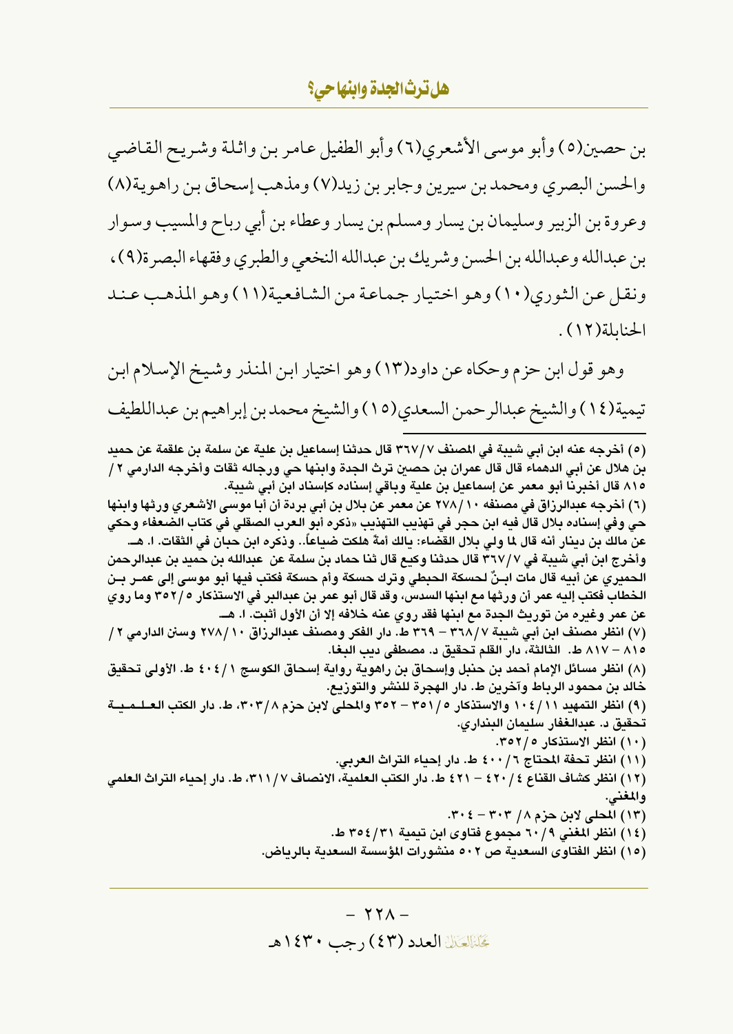بن حصين(٥) وأبو موسى الأشعري(٦) وأبو الطفيل عامر بن واثلة وشريح القاضي والحسن البصري ومحمد بن سيرين وجابر بن زيد(٧) ومذهب إسحاق بن راهوية(٨) وعروة بن الزبير وسليمان بن يسار ومسلم بن يسار وعطاء بن أبي رباح والمسيب وسوار بن عبدالله وعبدالله بن الحسن وشريك بن عبدالله النخعي والطبري وفقهاء البصرة(٩)، ونقل عن الثوري(١٠) وهو اختيار جماعة من الشافعية(١١) وهو المذهب عند الحنابلة(١٢).

وهو قول ابن حزم وحكاه عن داود(١٣) وهو اختيار ابن المنذر وشيخ الإسلام ابن تيمية(١٤) والشيخ عبدالرحمن السعدي(١٥) والشيخ محمد بن إبراهيم بن عبداللطيف

---

(٥) أخرجه عنه ابن أبي شيبة في المصنف ٧/٣٦٧ قال حدثنا إسماعيل بن علية عن سلمة بن علقمة عن حميد بن هلال عن أبي الدهماء قال قال عمران بن حصين ترث الجدة وابنها حي ورجاله ثقات وأخرجه الدارمي ٢/ ٨١٥ قال أخبرنا أبو معمر عن إسماعيل بن علية وباقي إسناده كإسناد ابن أبي شيبة.

(٦) أخرجه عبدالرزاق في مصنفه ١٠/٢٧٨ عن معمر عن بلال بن أبي بردة أن أبا موسى الأشعري ورثها وابنها حي وفي إسناده بلال قال فيه ابن حجر في تهذيب التهذيب «ذكره أبو العرب الصقلي في كتاب الضعفاء وحكي عن مالك بن دينار أنه قال لما ولي بلال القضاء: يالك أمةً هلكت ضياعاً.. وذكره ابن حبان في الثقات. ا. هـ. وأخرج ابن أبي شيبة في ٧/٣٦٧ قال حدثنا وكيع قال ثنا حماد بن سلمة عن عبدالله بن حميد بن عبدالرحمن الحميري عن أبيه قال مات ابنٌ لحسكة الحبطي وترك حسكة وأم حسكة فكتب فيها أبو موسى إلى عمر بن الخطاب فكتب إليه عمر أن ورثها مع ابنها السدس، وقد قال أبو عمر بن عبدالبر في الاستذكار ٥/٣٥٢ وما روي عن عمر وغيره من توريث الجدة مع ابنها فقد روي عنه خلافه إلا أن الأول أثبت. ا. هـ

(٧) انظر مصنف ابن أبي شيبة ٧/٣٦٨ – ٣٦٩ ط. دار الفكر ومصنف عبدالرزاق ١٠/٢٧٨ وسنن الدارمي ٢/ ٨١٥ – ٨١٧ ط. الثالثة، دار القلم تحقيق د. مصطفى ديب البغا.

(٨) انظر مسائل الإمام أحمد بن حنبل وإسحاق بن راهوية رواية إسحاق الكوسج ١/٤٠٤ ط. الأولى تحقيق خالد بن محمود الرباط وآخرين ط. دار الهجرة للنشر والتوزيع.

(٩) انظر التمهيد ١١/١٠٤ والاستذكار ٥/٣٥١ – ٣٥٢ والمحلى لابن حزم ٨/٣٠٣، ط. دار الكتب العلمية تحقيق د. عبدالغفار سليمان البنداري.

(١٠) انظر الاستذكار ٥/٣٥٢.

(١١) انظر تحفة المحتاج ٦/٤٠٠ ط. دار إحياء التراث العربي.

(١٢) انظر كشاف القناع ٤/٤٢٠ – ٤٢١ ط. دار الكتب العلمية، الانصاف ٧/٣١١، ط. دار إحياء التراث العلمي والمغني.

(١٣) المحلى لابن حزم ٨/ ٣٠٣ – ٣٠٤.

(١٤) انظر المغني ٩/٦٠ مجموع فتاوى ابن تيمية ٣١/٣٥٤ ط.

(١٥) انظر الفتاوى السعدية ص ٥٠٢ منشورات المؤسسة السعدية بالرياض.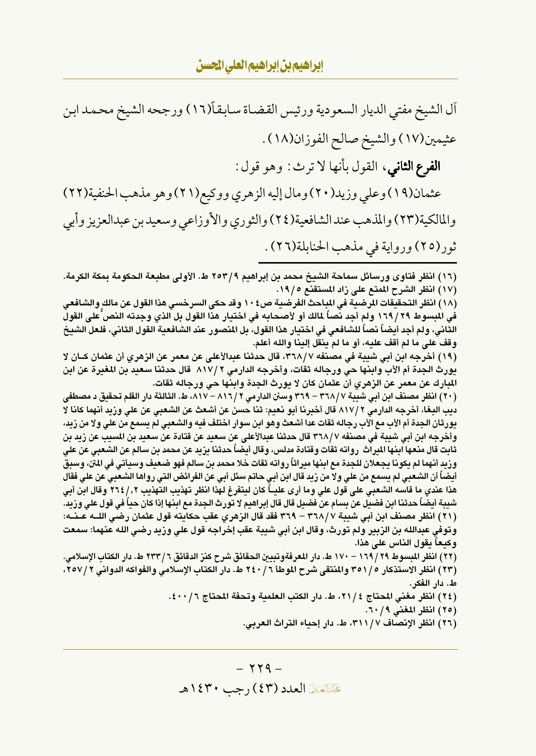آل الشيخ مفتي الديار السعودية ورئيس القضاة سابقاً(١٦) ورجحه الشيخ محمد ابن عثيمين(١٧) والشيخ صالح الفوزان(١٨).

**الفرع الثاني**، القول بأنها لا ترث: وهو قول:

عثمان(١٩) وعلي وزيد(٢٠) ومال إليه الزهري ووكيع(٢١) وهو مذهب الحنفية(٢٢) والمالكية(٢٣) والمذهب عند الشافعية(٢٤) والثوري والأوزاعي وسعيد بن عبدالعزيز وأبي ثور(٢٥) ورواية في مذهب الحنابلة(٢٦).

---

(١٦) انظر فتاوى ورسائل سماحة الشيخ محمد بن إبراهيم ٢٥٣/٩ ط. الأولى مطبعة الحكومة بمكة الكرمة.

(١٧) انظر الشرح الممتع على زاد المستقنع ١٩/٥.

(١٨) انظر التحقيقات المرضية في المباحث الفرضية ص١٠٤ وقد حكى السرخسي هذا القول عن مالك والشافعي في المبسوط ١٦٩/٢٩ ولم أجد نصاً لمالك أو لأصحابه في اختيار هذا القول بل الذي وجدته النص على القول الثاني، ولم أجد أيضاً نصاً للشافعي في اختيار هذا القول، بل المنصور عند الشافعية القول الثاني، فلعل الشيخ وقف على ما لم أقف عليه، أو ما لم ينقل إلينا والله أعلم.

(١٩) أخرجه ابن أبي شيبة في مصنفه ٣٦٨/٧، قال حدثنا عبدالأعلى عن معمر عن الزهري أن عثمان كان لا يورث الجدة أم الأب وابنها حي ورجاله ثقات، وأخرجه الدارمي ٨١٧/٢ قال حدثنا سعيد بن المغيرة عن ابن المبارك عن معمر عن الزهري أن عثمان كان لا يورث الجدة وابنها حي ورجاله ثقات.

(٢٠) انظر مصنف ابن أبي شيبة ٣٦٨/٧ - ٣٦٩ وسنن الدارمي ٨١٦/٢ - ٨١٧، ط. الثالثة دار القلم تحقيق د مصطفى ديب البغا، أخرجه الدارمي ٨١٧/٢ قال أخبرنا أبو نعيم: ثنا حسن عن أشعث عن الشعبي عن علي وزيد أنهما كانا لا يورثان الجدة أم الأب مع الأب رجاله ثقات عدا أشعث وهو ابن سوار اختلف فيه والشعبي لم يسمع من علي ولا من زيد، وأخرجه ابن أبي شيبة في مصنفه ٣٦٨/٧ قال حدثنا عبدالأعلى عن سعيد عن قتادة عن سعيد بن المسيب عن زيد بن ثابت قال منعها ابنها الميراث رواته ثقات وقتادة مدلس، وقال أيضاً حدثنا يزيد عن محمد بن سالم عن الشعبي عن علي وزيد أنهما لم يكونا يجعلان للجدة مع ابنها ميراثاً رواته ثقات خلا محمد بن سالم فهو ضعيف وسيأتي في المتن، وسبق أيضاً أن الشعبي لم يسمع من علي ولا من زيد قال ابن أبي حاتم سئل أبي عن الفرائض التي رواها الشعبي عن علي فقال هذا عندي ما قاسه الشعبي على قول علي وما أرى علياً كان ليتفرغ لهذا انظر تهذيب التهذيب ٢٦٤/٢، وقال ابن أبي شيبة أيضاً حدثنا ابن فضيل عن بسام عن فضيل قال قال إبراهيم لا تورث الجدة مع ابنها إذا كان حياً في قول علي وزيد.

(٢١) انظر مصنف ابن أبي شيبة ٣٦٨/٧ - ٣٦٩ فقد قال الزهري عقب حكايته قول عثمان رضي الله عنه: وتوفي عبدالله بن الزبير ولم تورث، وقال ابن أبي شيبة عقب إخراجه قول علي وزيد رضي الله عنهما: سمعت وكيعاً يقول الناس على هذا.

(٢٢) انظر المبسوط ١٦٩/٢٩ - ١٧٠ ط. دار المعرفة وتبيين الحقائق شرح كنز الدقائق ٢٣٣/٦ ط. دار الكتاب الإسلامي.

(٢٣) انظر الاستذكار ٣٥١/٥ والمنتقى شرح الموطأ ٢٤٠/٦ ط. دار الكتاب الإسلامي والفواكه الدواني ٢٥٧/٢، ط. دار الفكر.

(٢٤) انظر مغني المحتاج ٢١/٤، ط. دار الكتب العلمية وتحفة المحتاج ٤٠٠/٦.

(٢٥) انظر المغني ٦٠/٩.

(٢٦) انظر الإنصاف ٣١١/٧، ط. دار إحياء التراث العربي.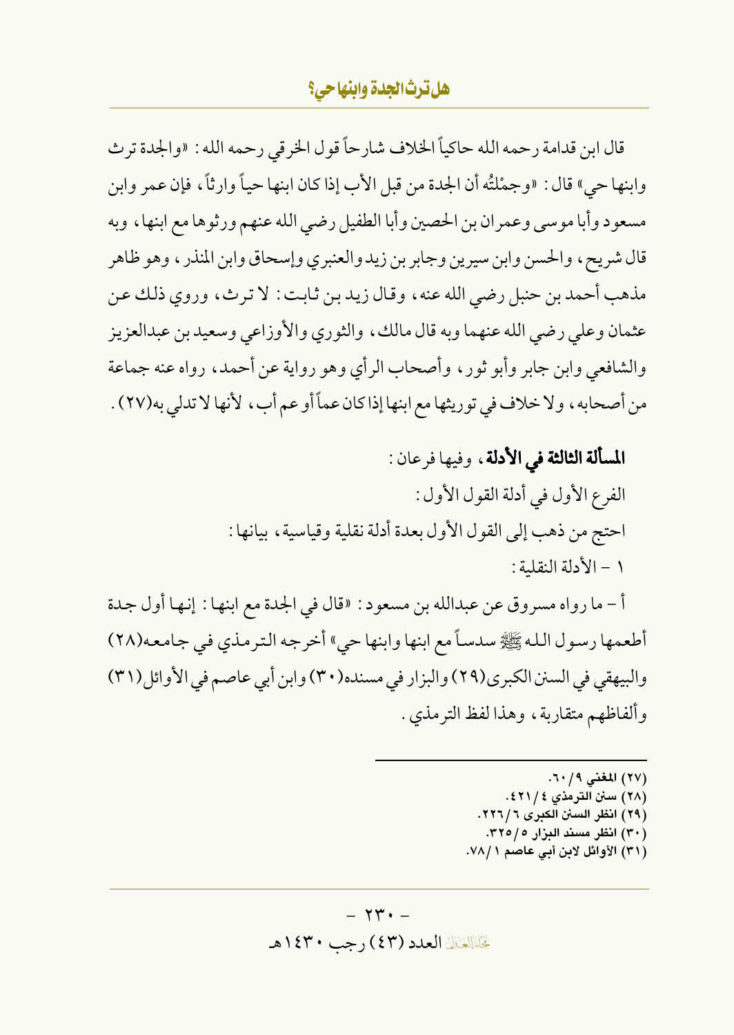قال ابن قدامة رحمه الله حاكياً الخلاف شارحاً قول الخرقي رحمه الله: «والجدة ترث وابنها حي» قال: «وجمْلتُه أن الجدة من قبل الأب إذا كان ابنها حياً وارثاً، فإن عمر وابن مسعود وأبا موسى وعمران بن الحصين وأبا الطفيل رضي الله عنهم ورثوها مع ابنها، وبه قال شريح، والحسن وابن سيرين وجابر بن زيد والعنبري وإسحاق وابن المنذر، وهو ظاهر مذهب أحمد بن حنبل رضي الله عنه، وقال زيد بن ثابت: لا ترث، وروي ذلك عن عثمان وعلي رضي الله عنهما وبه قال مالك، والثوري والأوزاعي وسعيد بن عبدالعزيز والشافعي وابن جابر وأبو ثور، وأصحاب الرأي وهو رواية عن أحمد، رواه عنه جماعة من أصحابه، ولا خلاف في توريثها مع ابنها إذا كان عماً أو عم أب، لأنها لا تدلي به(٢٧).

**المسألة الثالثة في الأدلة**، وفيها فرعان:

الفرع الأول في أدلة القول الأول:

احتج من ذهب إلى القول الأول بعدة أدلة نقلية وقياسية، بيانها:

١ - الأدلة النقلية:

أ - ما رواه مسروق عن عبدالله بن مسعود: «قال في الجدة مع ابنها: إنها أول جدة أطعمها رسول الله ﷺ سدساً مع ابنها وابنها حي» أخرجه الترمذي في جامعه(٢٨) والبيهقي في السنن الكبرى(٢٩) والبزار في مسنده(٣٠) وابن أبي عاصم في الأوائل(٣١) وألفاظهم متقاربة، وهذا لفظ الترمذي.

---

(٢٧) المغني ٩/٦٠.
(٢٨) سنن الترمذي ٤/٤٢١.
(٢٩) انظر السنن الكبرى ٦/٢٢٦.
(٣٠) انظر مسند البزار ٥/٣٢٥.
(٣١) الأوائل لابن أبي عاصم ١/٧٨.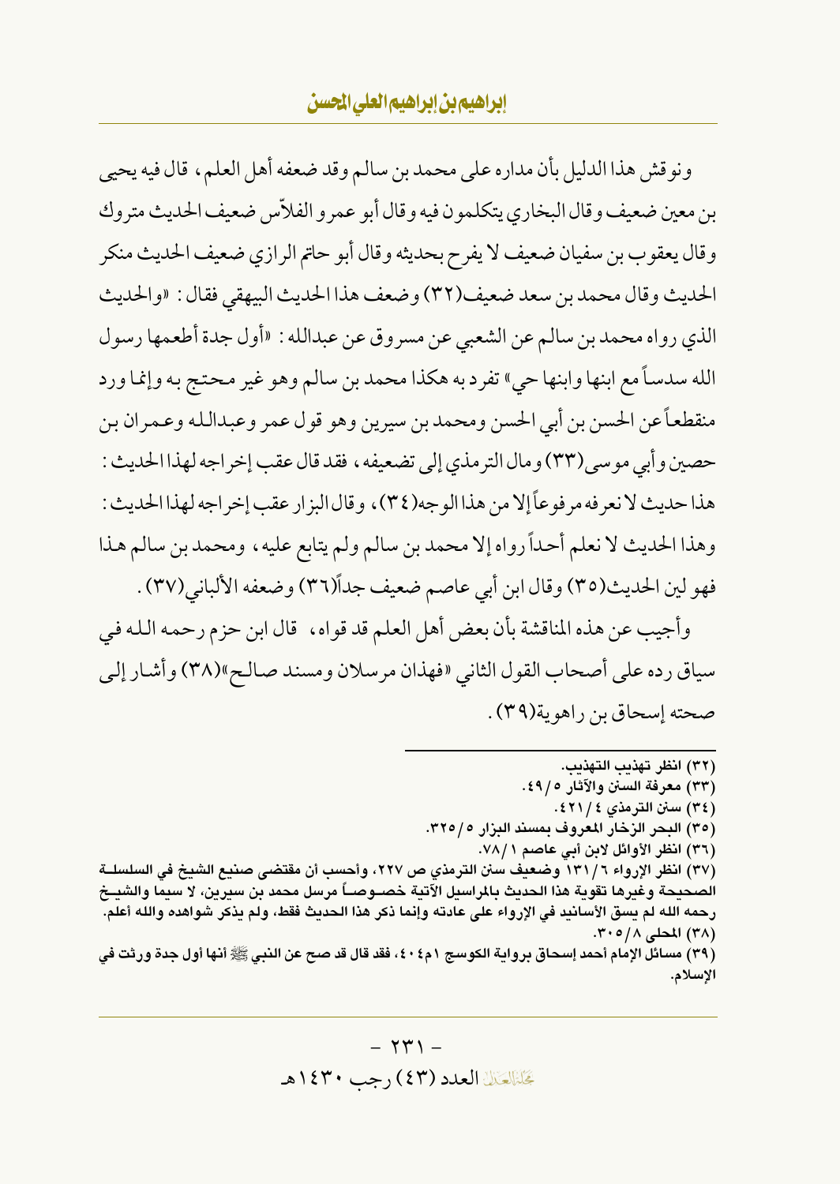ونوقش هذا الدليل بأن مداره على محمد بن سالم وقد ضعفه أهل العلم، قال فيه يحيى بن معين ضعيف وقال البخاري يتكلمون فيه وقال أبو عمرو الفلاّس ضعيف الحديث متروك وقال يعقوب بن سفيان ضعيف لا يفرح بحديثه وقال أبو حاتم الرازي ضعيف الحديث منكر الحديث وقال محمد بن سعد ضعيف(٣٢) وضعف هذا الحديث البيهقي فقال: «والحديث الذي رواه محمد بن سالم عن الشعبي عن مسروق عن عبدالله: «أول جدة أطعمها رسول الله سدساً مع ابنها وابنها حي» تفرد به هكذا محمد بن سالم وهو غير محتج به وإنما ورد منقطعاً عن الحسن بن أبي الحسن ومحمد بن سيرين وهو قول عمر وعبدالله وعمران بن حصين وأبي موسى(٣٣) ومال الترمذي إلى تضعيفه، فقد قال عقب إخراجه لهذا الحديث: هذا حديث لا نعرفه مرفوعاً إلا من هذا الوجه(٣٤)، وقال البزار عقب إخراجه لهذا الحديث: وهذا الحديث لا نعلم أحداً رواه إلا محمد بن سالم ولم يتابع عليه، ومحمد بن سالم هذا فهو لين الحديث(٣٥) وقال ابن أبي عاصم ضعيف جداً(٣٦) وضعفه الألباني(٣٧).

وأجيب عن هذه المناقشة بأن بعض أهل العلم قد قواه، قال ابن حزم رحمه الله في سياق رده على أصحاب القول الثاني «فهذان مرسلان ومسند صالح»(٣٨) وأشار إلى صحته إسحاق بن راهوية(٣٩).

---

(٣٢) انظر تهذيب التهذيب.

(٣٣) معرفة السنن والآثار ٥/٤٩.

(٣٤) سنن الترمذي ٤/٤٢١.

(٣٥) البحر الزخار المعروف بمسند البزار ٥/٣٢٥.

(٣٦) انظر الأوائل لابن أبي عاصم ١/٧٨.

(٣٧) انظر الإرواء ٦/١٣١ وضعيف سنن الترمذي ص ٢٢٧، وأحسب أن مقتضى صنيع الشيخ في السلسلة الصحيحة وغيرها تقوية هذا الحديث بالمراسيل الآتية خصوصاً مرسل محمد بن سيرين، لا سيما والشيخ رحمه الله لم يسق الأسانيد في الإرواء على عادته وإنما ذكر هذا الحديث فقط، ولم يذكر شواهده والله أعلم.

(٣٨) المحلى ٨/٣٠٥.

(٣٩) مسائل الإمام أحمد إسحاق برواية الكوسج ١م٤٠٤، فقد قال قد صح عن النبي ﷺ أنها أول جدة ورثت في الإسلام.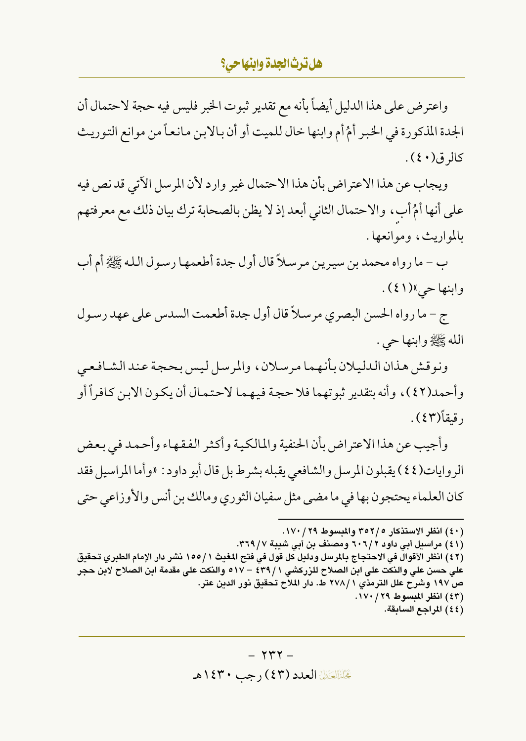واعترض على هذا الدليل أيضاً بأنه مع تقدير ثبوت الخبر فليس فيه حجة لاحتمال أن الجدة المذكورة في الخبر أمُ أم وابنها خال للميت أو أن بالابن مانعاً من موانع التوريث كالرق(٤٠).

ويجاب عن هذا الاعتراض بأن هذا الاحتمال غير وارد لأن المرسل الآتي قد نص فيه على أنها أمُ أبٍ، والاحتمال الثاني أبعد إذ لا يظن بالصحابة ترك بيان ذلك مع معرفتهم بالمواريث، وموانعها.

ب – ما رواه محمد بن سيرين مرسلاً قال أول جدة أطعمها رسول الله ﷺ أم أب وابنها حي»(٤١).

ج – ما رواه الحسن البصري مرسلاً قال أول جدة أطعمت السدس على عهد رسول الله ﷺ وابنها حي.

ونوقش هذان الدليلان بأنهما مرسلان، والمرسل ليس بحجة عند الشافعي وأحمد(٤٢)، وأنه بتقدير ثبوتهما فلا حجة فيهما لاحتمال أن يكون الابن كافراً أو رقيقاً(٤٣).

وأجيب عن هذا الاعتراض بأن الحنفية والمالكية وأكثر الفقهاء وأحمد في بعض الروايات(٤٤) يقبلون المرسل والشافعي يقبله بشرط بل قال أبو داود: «وأما المراسيل فقد كان العلماء يحتجون بها في ما مضى مثل سفيان الثوري ومالك بن أنس والأوزاعي حتى

---

(٤٠) انظر الاستذكار ٥/٣٥٢ والمبسوط ٢٩/١٧٠.

(٤١) مراسيل أبي داود ٢/٦٠٦ ومصنف بن أبي شيبة ٧/٣٦٩.

(٤٢) انظر الأقوال في الاحتجاج بالمرسل ودليل كل قول في فتح المغيث ١/١٥٥ نشر دار الإمام الطبري تحقيق علي حسن علي والنكت على ابن الصلاح للزركشي ١/٤٣٩ – ٥١٧ والنكت على مقدمة ابن الصلاح لابن حجر ص ١٩٧ وشرح علل الترمذي ١/٢٧٨ ط. دار الملاح تحقيق نور الدين عتر.

(٤٣) انظر المبسوط ٢٩/١٧٠.

(٤٤) المراجع السابقة.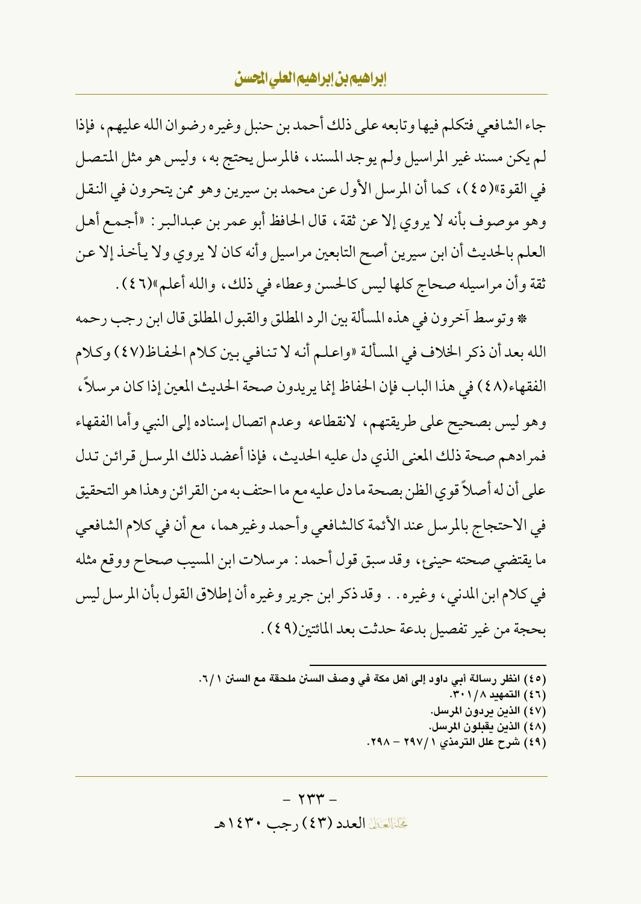جاء الشافعي فتكلم فيها وتابعه على ذلك أحمد بن حنبل وغيره رضوان الله عليهم، فإذا لم يكن مسند غير المراسيل ولم يوجد المسند، فالمرسل يحتج به، وليس هو مثل المتصل في القوة»(٤٥)، كما أن المرسل الأول عن محمد بن سيرين وهو ممن يتحرون في النقل وهو موصوف بأنه لا يروي إلا عن ثقة، قال الحافظ أبو عمر بن عبدالبر: «أجمع أهل العلم بالحديث أن ابن سيرين أصح التابعين مراسيل وأنه كان لا يروي ولا يأخذ إلا عن ثقة وأن مراسيله صحاح كلها ليس كالحسن وعطاء في ذلك، والله أعلم»(٤٦).

* وتوسط آخرون في هذه المسألة بين الرد المطلق والقبول المطلق قال ابن رجب رحمه الله بعد أن ذكر الخلاف في المسألة «واعلم أنه لا تنافي بين كلام الحفاظ(٤٧) وكلام الفقهاء(٤٨) في هذا الباب فإن الحفاظ إنما يريدون صحة الحديث المعين إذا كان مرسلاً، وهو ليس بصحيح على طريقتهم، لانقطاعه وعدم اتصال إسناده إلى النبي وأما الفقهاء فمرادهم صحة ذلك المعنى الذي دل عليه الحديث، فإذا أعضد ذلك المرسل قرائن تدل على أن له أصلاً قوي الظن بصحة ما دل عليه مع ما احتف به من القرائن وهذا هو التحقيق في الاحتجاج بالمرسل عند الأئمة كالشافعي وأحمد وغيرهما، مع أن في كلام الشافعي ما يقتضي صحته حينئ، وقد سبق قول أحمد: مرسلات ابن المسيب صحاح ووقع مثله في كلام ابن المدني، وغيره.. وقد ذكر ابن جرير وغيره أن إطلاق القول بأن المرسل ليس بحجة من غير تفصيل بدعة حدثت بعد المائتين(٤٩).

---

(٤٥) انظر رسالة أبي داود إلى أهل مكة في وصف السنن ملحقة مع السنن ٦/١.
(٤٦) التمهيد ٣٠١/٨.
(٤٧) الذين يردون المرسل.
(٤٨) الذين يقبلون المرسل.
(٤٩) شرح علل الترمذي ٢٩٧/١ – ٢٩٨.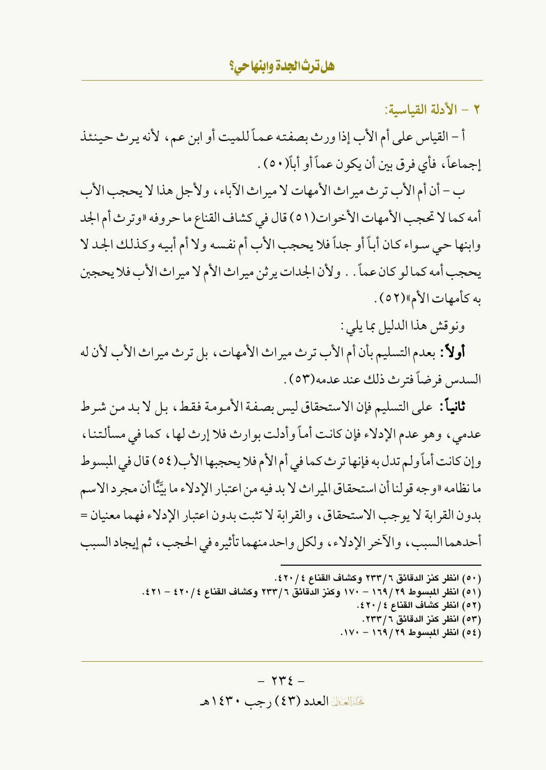### ٢ – الأدلة القياسية:

أ – القياس على أم الأب إذا ورث بصفته عماً للميت أو ابن عم، لأنه يرث حينئذ إجماعاً، فأي فرق بين أن يكون عماً أو أباً(٥٠).

ب – أن أم الأب ترث ميراث الأمهات لا ميراث الآباء، ولأجل هذا لا يحجب الأب أمه كما لا تحجب الأمهات الأخوات(٥١) قال في كشاف القناع ما حروفه «وترث أم الجد وابنها حي سواء كان أباً أو جداً فلا يحجب الأب أم نفسه ولا أم أبيه وكذلك الجد لا يحجب أمه كما لو كان عماً.. ولأن الجدات يرثن ميراث الأم لا ميراث الأب فلا يحجبن به كأمهات الأم»(٥٢).

ونوقش هذا الدليل بما يلي:

**أولاً:** بعدم التسليم بأن أم الأب ترث ميراث الأمهات، بل ترث ميراث الأب لأن له السدس فرضاً فترث ذلك عند عدمه(٥٣).

**ثانياً:** على التسليم فإن الاستحقاق ليس بصفة الأمومة فقط، بل لا بد من شرط عدمي، وهو عدم الإدلاء فإن كانت أماً وأدلت بوارث فلا إرث لها، كما في مسألتنا، وإن كانت أماً ولم تدل به فإنها ترث كما في أم الأم فلا يحجبها الأب(٥٤) قال في المبسوط ما نظامه «وجه قولنا أن استحقاق الميراث لا بد فيه من اعتبار الإدلاء ما بيَّنَّا أن مجرد الاسم بدون القرابة لا يوجب الاستحقاق، والقرابة لا تثبت بدون اعتبار الإدلاء فهما معنيان = أحدهما السبب، والآخر الإدلاء، ولكل واحد منهما تأثيره في الحجب، ثم إيجاد السبب

---

(٥٠) انظر كنز الدقائق ٦/٢٣٣ وكشاف القناع ٤/٤٢٠.

(٥١) انظر المبسوط ٢٩/١٦٩ – ١٧٠ وكنز الدقائق ٦/٢٣٣ وكشاف القناع ٤/٤٢٠ – ٤٢١.

(٥٢) انظر كشاف القناع ٤/٤٢٠.

(٥٣) انظر كنز الدقائق ٦/٢٣٣.

(٥٤) انظر المبسوط ٢٩/١٦٩ – ١٧٠.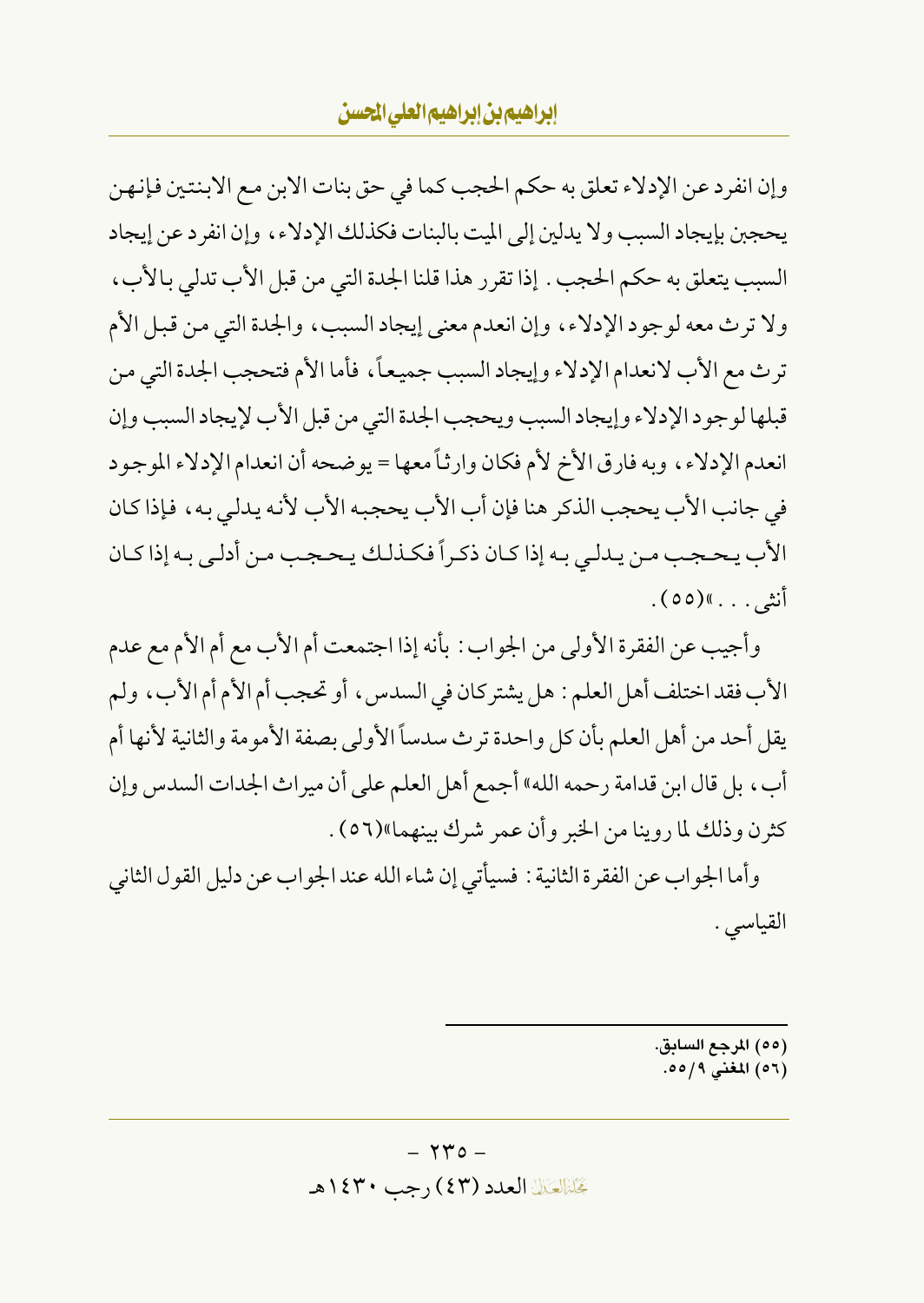وإن انفرد عن الإدلاء تعلق به حكم الحجب كما في حق بنات الابن مع الابنتين فإنهن يحجبن بإيجاد السبب ولا يدلين إلى الميت بالبنات فكذلك الإدلاء، وإن انفرد عن إيجاد السبب يتعلق به حكم الحجب. إذا تقرر هذا قلنا الجدة التي من قبل الأب تدلي بالأب، ولا ترث معه لوجود الإدلاء، وإن انعدم معنى إيجاد السبب، والجدة التي من قبل الأم ترث مع الأب لانعدام الإدلاء وإيجاد السبب جميعاً، فأما الأم فتحجب الجدة التي من قبلها لوجود الإدلاء وإيجاد السبب ويحجب الجدة التي من قبل الأب لإيجاد السبب وإن انعدم الإدلاء، وبه فارق الأخ لأم فكان وارثاً معها = يوضحه أن انعدام الإدلاء الموجود في جانب الأب يحجب الذكر هنا فإن أب الأب يحجبه الأب لأنه يدلي به، فإذا كان الأب يحجب من يدلي به إذا كان ذكراً فكذلك يحجب من أدلى به إذا كان أنثى...»(٥٥).

وأجيب عن الفقرة الأولى من الجواب: بأنه إذا اجتمعت أم الأب مع أم الأم مع عدم الأب فقد اختلف أهل العلم: هل يشتركان في السدس، أو تحجب أم الأم أم الأب، ولم يقل أحد من أهل العلم بأن كل واحدة ترث سدساً الأولى بصفة الأمومة والثانية لأنها أم أب، بل قال ابن قدامة رحمه الله» أجمع أهل العلم على أن ميراث الجدات السدس وإن كثرن وذلك لما روينا من الخبر وأن عمر شرك بينهما»(٥٦).

وأما الجواب عن الفقرة الثانية: فسيأتي إن شاء الله عند الجواب عن دليل القول الثاني القياسي.

---

(٥٥) المرجع السابق.
(٥٦) المغني ٩/٥٥.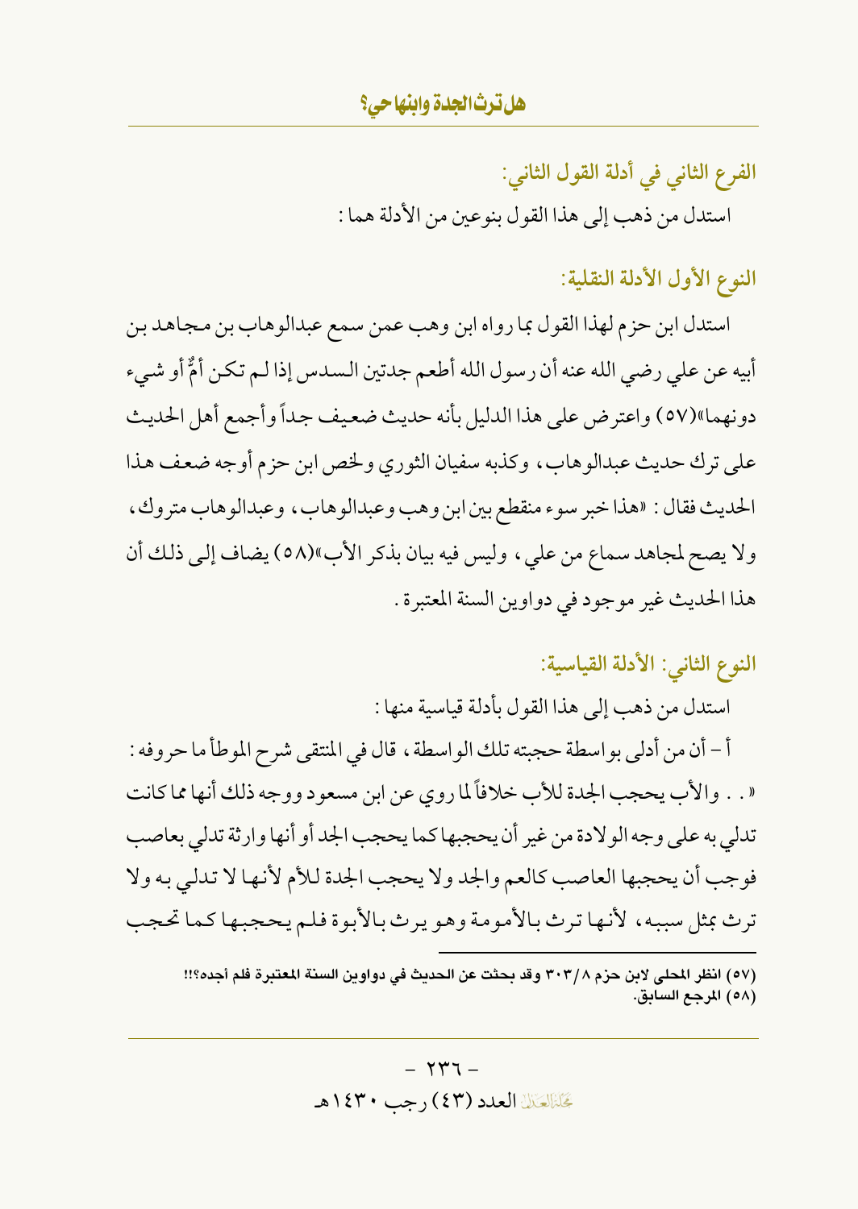### الفرع الثاني في أدلة القول الثاني:

استدل من ذهب إلى هذا القول بنوعين من الأدلة هما:

### النوع الأول الأدلة النقلية:

استدل ابن حزم لهذا القول بما رواه ابن وهب عمن سمع عبدالوهاب بن مجاهد بن أبيه عن علي رضي الله عنه أن رسول الله أطعم جدتين السدس إذا لم تكن أمٌّ أو شيء دونهما»(٥٧) واعترض على هذا الدليل بأنه حديث ضعيف جداً وأجمع أهل الحديث على ترك حديث عبدالوهاب، وكذبه سفيان الثوري ولخص ابن حزم أوجه ضعف هذا الحديث فقال: «هذا خبر سوء منقطع بين ابن وهب وعبدالوهاب، وعبدالوهاب متروك، ولا يصح لمجاهد سماع من علي، وليس فيه بيان بذكر الأب»(٥٨) يضاف إلى ذلك أن هذا الحديث غير موجود في دواوين السنة المعتبرة.

### النوع الثاني: الأدلة القياسية:

استدل من ذهب إلى هذا القول بأدلة قياسية منها:

أ - أن من أدلى بواسطة حجبته تلك الواسطة، قال في المنتقى شرح الموطأ ما حروفه: «.. والأب يحجب الجدة للأب خلافاً لما روي عن ابن مسعود ووجه ذلك أنها مما كانت تدلي به على وجه الولادة من غير أن يحجبها كما يحجب الجد أو أنها وارثة تدلي بعاصب فوجب أن يحجبها العاصب كالعم والجد ولا يحجب الجدة للأم لأنها لا تدلي به ولا ترث بمثل سببه، لأنها ترث بالأمومة وهو يرث بالأبوة فلم يحجبها كما تحجب

---

(٥٧) انظر المحلى لابن حزم ٣٠٣/٨ وقد بحثت عن الحديث في دواوين السنة المعتبرة فلم أجده؟!!

(٥٨) المرجع السابق.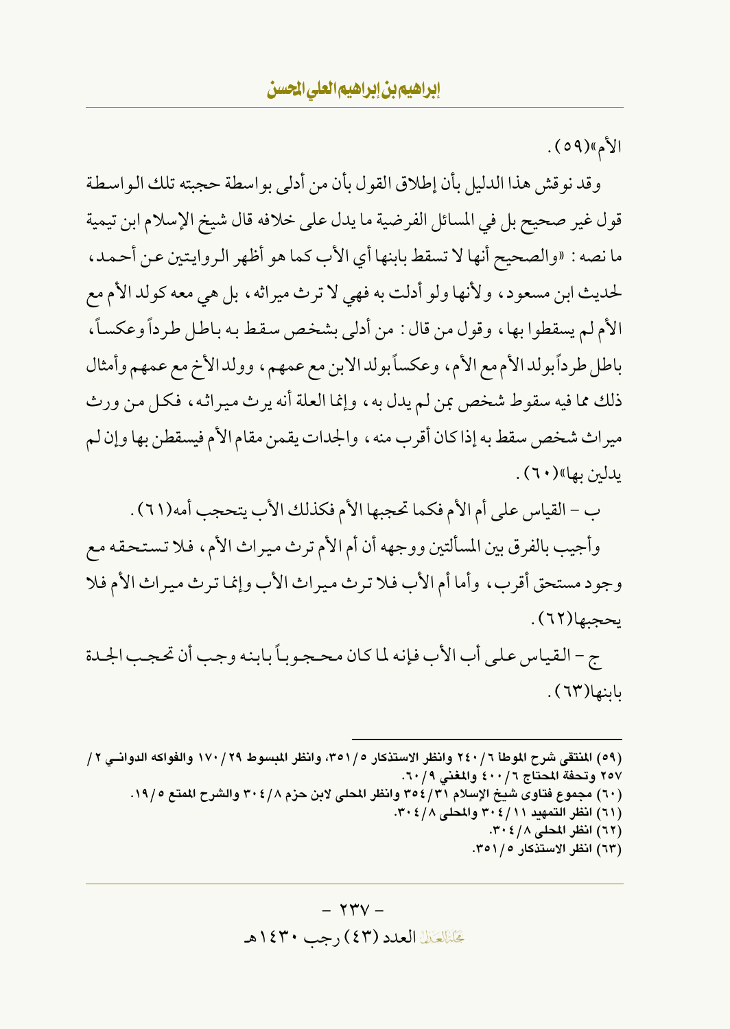الأم»(٥٩).

وقد نوقش هذا الدليل بأن إطلاق القول بأن من أدلى بواسطة حجبته تلك الواسطة قول غير صحيح بل في المسائل الفرضية ما يدل على خلافه قال شيخ الإسلام ابن تيمية ما نصه: «والصحيح أنها لا تسقط بابنها أي الأب كما هو أظهر الروايتين عن أحمد، لحديث ابن مسعود، ولأنها ولو أدلت به فهي لا ترث ميراثه، بل هي معه كولد الأم مع الأم لم يسقطوا بها، وقول من قال: من أدلى بشخص سقط به باطل طرداً وعكساً، باطل طرداً بولد الأم مع الأم، وعكساً بولد الابن مع عمهم، وولد الأخ مع عمهم وأمثال ذلك مما فيه سقوط شخص بمن لم يدل به، وإنما العلة أنه يرث ميراثه، فكل من ورث ميراث شخص سقط به إذا كان أقرب منه، والجدات يقمن مقام الأم فيسقطن بها وإن لم يدلين بها»(٦٠).

ب – القياس على أم الأم فكما تحجبها الأم فكذلك الأب يتحجب أمه(٦١).

وأجيب بالفرق بين المسألتين ووجهه أن أم الأم ترث ميراث الأم، فلا تستحقه مع وجود مستحق أقرب، وأما أم الأب فلا ترث ميراث الأب وإنما ترث ميراث الأم فلا يحجبها(٦٢).

ج – القياس على أب الأب فإنه لما كان محجوباً بابنه وجب أن تحجب الجدة بابنها(٦٣).

---

(٥٩) المنتقى شرح الموطأ ٦/٢٤٠ وانظر الاستذكار ٥/٣٥١، وانظر المبسوط ٢٩/١٧٠ والفواكه الدواني ٢/٢٥٧ وتحفة المحتاج ٦/٤٠٠ والمغني ٩/٦٠.

(٦٠) مجموع فتاوى شيخ الإسلام ٣١/٣٥٤ وانظر المحلى لابن حزم ٨/٣٠٤ والشرح الممتع ٥/١٩.

(٦١) انظر التمهيد ١١/٣٠٤ والمحلى ٨/٣٠٤.

(٦٢) انظر المحلى ٨/٣٠٤.

(٦٣) انظر الاستذكار ٥/٣٥١.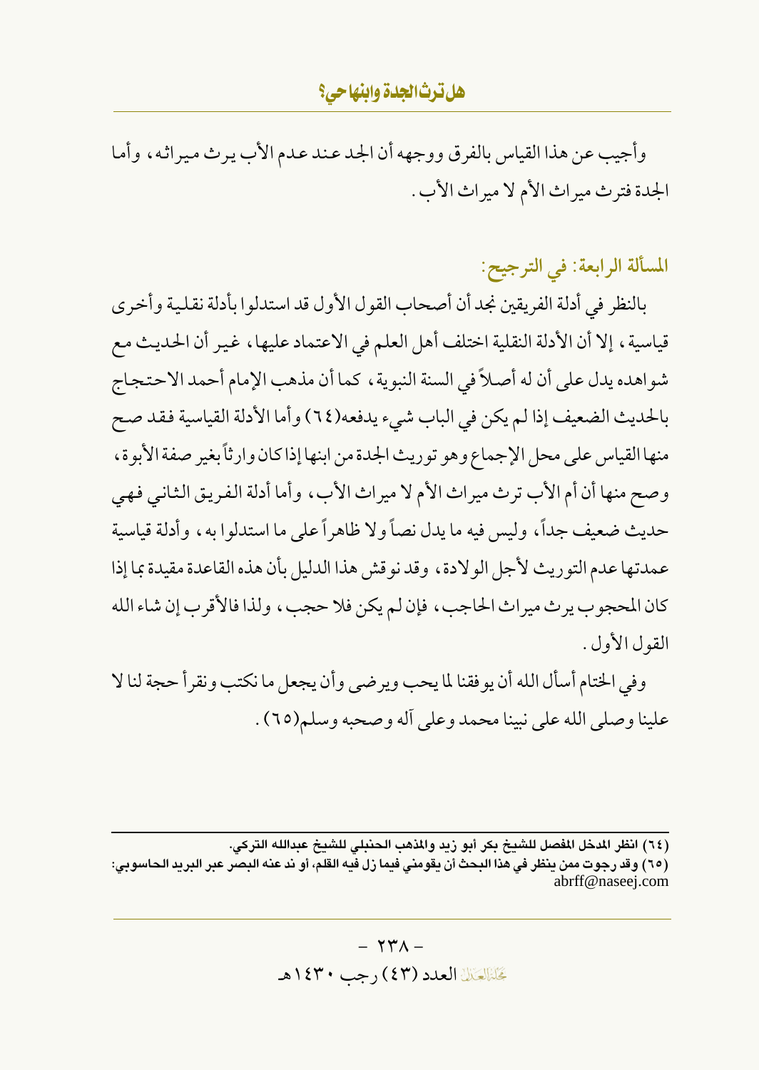وأجيب عن هذا القياس بالفرق ووجهه أن الجد عند عدم الأب يرث ميراثه، وأما الجدة فترث ميراث الأم لا ميراث الأب.

## المسألة الرابعة: في الترجيح:

بالنظر في أدلة الفريقين نجد أن أصحاب القول الأول قد استدلوا بأدلة نقلية وأخرى قياسية، إلا أن الأدلة النقلية اختلف أهل العلم في الاعتماد عليها، غير أن الحديث مع شواهده يدل على أن له أصلاً في السنة النبوية، كما أن مذهب الإمام أحمد الاحتجاج بالحديث الضعيف إذا لم يكن في الباب شيء يدفعه(٦٤) وأما الأدلة القياسية فقد صح منها القياس على محل الإجماع وهو توريث الجدة من ابنها إذا كان وارثاً بغير صفة الأبوة، وصح منها أن أم الأب ترث ميراث الأم لا ميراث الأب، وأما أدلة الفريق الثاني فهي حديث ضعيف جداً، وليس فيه ما يدل نصاً ولا ظاهراً على ما استدلوا به، وأدلة قياسية عمدتها عدم التوريث لأجل الولادة، وقد نوقش هذا الدليل بأن هذه القاعدة مقيدة بما إذا كان المحجوب يرث ميراث الحاجب، فإن لم يكن فلا حجب، ولذا فالأقرب إن شاء الله القول الأول.

وفي الختام أسأل الله أن يوفقنا لما يحب ويرضى وأن يجعل ما نكتب ونقرأ حجة لنا لا علينا وصلى الله على نبينا محمد وعلى آله وصحبه وسلم(٦٥).

---

(٦٤) انظر المدخل المفصل للشيخ بكر أبو زيد والمذهب الحنبلي للشيخ عبدالله التركي.

(٦٥) وقد رجوت ممن ينظر في هذا البحث أن يقومني فيما زل فيه القلم، أو ند عنه البصر عبر البريد الحاسوبي: abrff@naseej.com